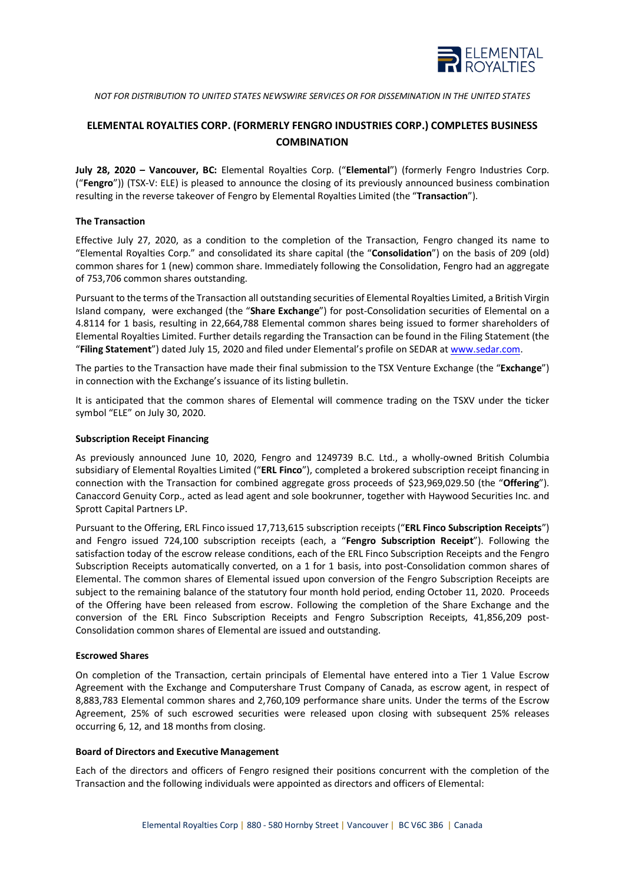*NOT FOR DISTRIBUTION TO UNITED STATES NEWSWIRE SERVICES OR FOR DISSEMINATION IN THE UNITED STATES*

# ELEMENTAL ROYALTIES CORP. (FORMERLY FENGRO INDUSTRIES CORP.) COMPLETES BUSINESS COMBINATION

**July 28, 2020 – Vancouver, BC:** Elemental Royalties Corp. ("**Elemental**") (formerly Fengro Industries Corp. ("**Fengro**")) (TSX-V: ELE) is pleased to announce the closing of its previously announced business combination resulting in the reverse takeover of Fengro by Elemental Royalties Limited (the "**Transaction**").

## The Transaction

Effective July 27, 2020, as a condition to the completion of the Transaction, Fengro changed its name to "Elemental Royalties Corp." and consolidated its share capital (the "**Consolidation**") on the basis of 209 (old) common shares for 1 (new) common share. Immediately following the Consolidation, Fengro had an aggregate of 753,706 common shares outstanding.

Pursuant to the terms of the Transaction all outstanding securities of Elemental Royalties Limited, a British Virgin Island company, were exchanged (the "**Share Exchange**") for post-Consolidation securities of Elemental on a 4.8114 for 1 basis, resulting in 22,664,788 Elemental common shares being issued to former shareholders of Elemental Royalties Limited. Further details regarding the Transaction can be found in the Filing Statement (the "**Filing Statement**") dated July 15, 2020 and filed under Elemental's profile on SEDAR at www.sedar.com.

The parties to the Transaction have made their final submission to the TSX Venture Exchange (the "**Exchange**") in connection with the Exchange's issuance of its listing bulletin.

It is anticipated that the common shares of Elemental will commence trading on the TSXV under the ticker symbol "ELE" on July 30, 2020.

## Subscription Receipt Financing

As previously announced June 10, 2020, Fengro and 1249739 B.C. Ltd., a wholly-owned British Columbia subsidiary of Elemental Royalties Limited ("**ERL Finco**"), completed a brokered subscription receipt financing in connection with the Transaction for combined aggregate gross proceeds of $23,969,029.50 (the "**Offering**"). Canaccord Genuity Corp., acted as lead agent and sole bookrunner, together with Haywood Securities Inc. and Sprott Capital Partners LP.

Pursuant to the Offering, ERL Finco issued 17,713,615 subscription receipts ("**ERL Finco Subscription Receipts**") and Fengro issued 724,100 subscription receipts (each, a "**Fengro Subscription Receipt**"). Following the satisfaction today of the escrow release conditions, each of the ERL Finco Subscription Receipts and the Fengro Subscription Receipts automatically converted, on a 1 for 1 basis, into post-Consolidation common shares of Elemental. The common shares of Elemental issued upon conversion of the Fengro Subscription Receipts are subject to the remaining balance of the statutory four month hold period, ending October 11, 2020. Proceeds of the Offering have been released from escrow. Following the completion of the Share Exchange and the conversion of the ERL Finco Subscription Receipts and Fengro Subscription Receipts, 41,856,209 post-Consolidation common shares of Elemental are issued and outstanding.

## Escrowed Shares

On completion of the Transaction, certain principals of Elemental have entered into a Tier 1 Value Escrow Agreement with the Exchange and Computershare Trust Company of Canada, as escrow agent, in respect of 8,883,783 Elemental common shares and 2,760,109 performance share units. Under the terms of the Escrow Agreement, 25% of such escrowed securities were released upon closing with subsequent 25% releases occurring 6, 12, and 18 months from closing.

## Board of Directors and Executive Management

Each of the directors and officers of Fengro resigned their positions concurrent with the completion of the Transaction and the following individuals were appointed as directors and officers of Elemental: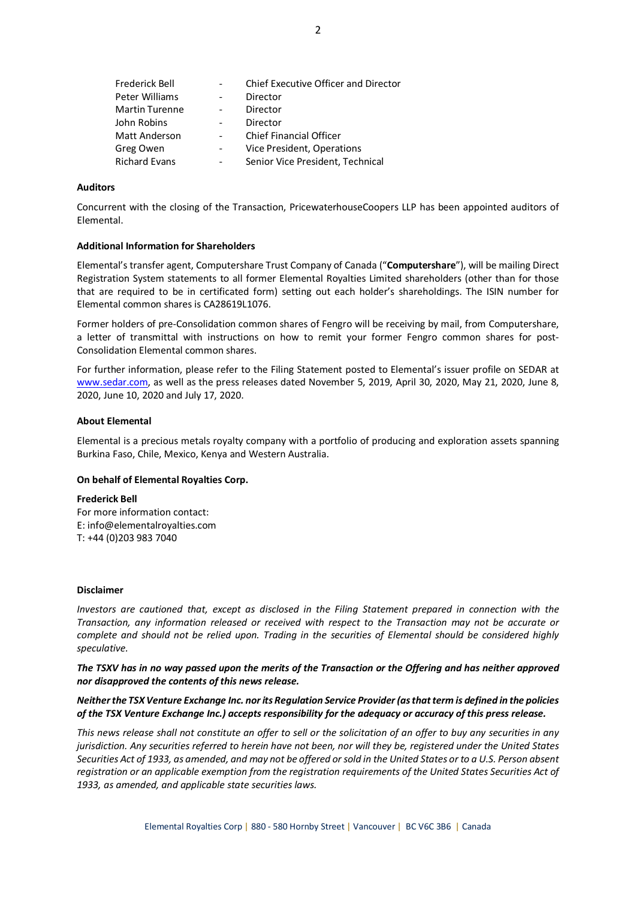| | | |
|---|---|---|
| Frederick Bell | - | Chief Executive Officer and Director |
| Peter Williams | - | Director |
| Martin Turenne | - | Director |
| John Robins | - | Director |
| Matt Anderson | - | Chief Financial Officer |
| Greg Owen | - | Vice President, Operations |
| Richard Evans | - | Senior Vice President, Technical |

**Auditors**

Concurrent with the closing of the Transaction, PricewaterhouseCoopers LLP has been appointed auditors of Elemental.

**Additional Information for Shareholders**

Elemental's transfer agent, Computershare Trust Company of Canada ("**Computershare**"), will be mailing Direct Registration System statements to all former Elemental Royalties Limited shareholders (other than for those that are required to be in certificated form) setting out each holder's shareholdings. The ISIN number for Elemental common shares is CA28619L1076.

Former holders of pre-Consolidation common shares of Fengro will be receiving by mail, from Computershare, a letter of transmittal with instructions on how to remit your former Fengro common shares for post-Consolidation Elemental common shares.

For further information, please refer to the Filing Statement posted to Elemental's issuer profile on SEDAR at www.sedar.com, as well as the press releases dated November 5, 2019, April 30, 2020, May 21, 2020, June 8, 2020, June 10, 2020 and July 17, 2020.

**About Elemental**

Elemental is a precious metals royalty company with a portfolio of producing and exploration assets spanning Burkina Faso, Chile, Mexico, Kenya and Western Australia.

**On behalf of Elemental Royalties Corp.**

**Frederick Bell**
For more information contact:
E: info@elementalroyalties.com
T: +44 (0)203 983 7040

**Disclaimer**

*Investors are cautioned that, except as disclosed in the Filing Statement prepared in connection with the Transaction, any information released or received with respect to the Transaction may not be accurate or complete and should not be relied upon. Trading in the securities of Elemental should be considered highly speculative.*

***The TSXV has in no way passed upon the merits of the Transaction or the Offering and has neither approved nor disapproved the contents of this news release.***

***Neither the TSX Venture Exchange Inc. nor its Regulation Service Provider (as that term is defined in the policies of the TSX Venture Exchange Inc.) accepts responsibility for the adequacy or accuracy of this press release.***

*This news release shall not constitute an offer to sell or the solicitation of an offer to buy any securities in any jurisdiction. Any securities referred to herein have not been, nor will they be, registered under the United States Securities Act of 1933, as amended, and may not be offered or sold in the United States or to a U.S. Person absent registration or an applicable exemption from the registration requirements of the United States Securities Act of 1933, as amended, and applicable state securities laws.*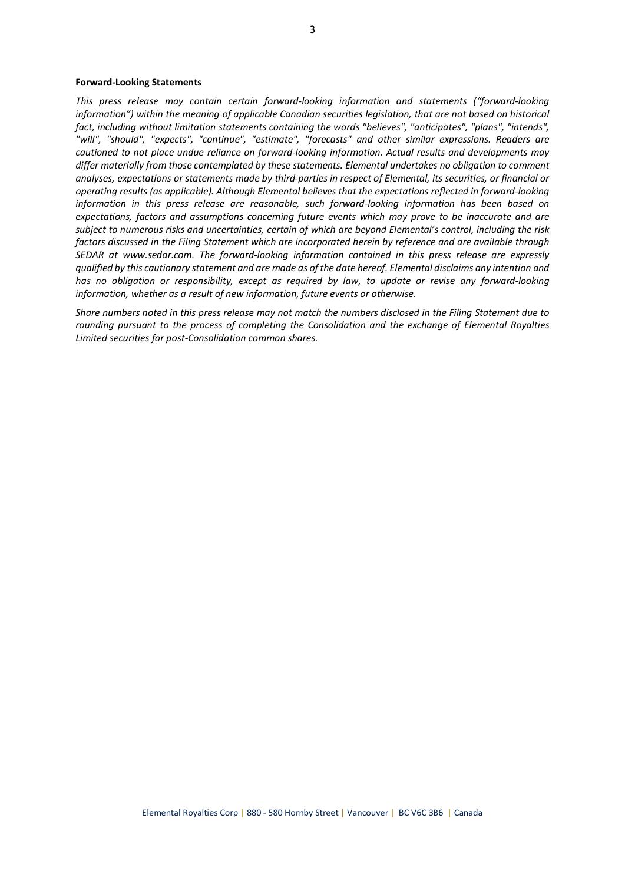**Forward-Looking Statements**

*This press release may contain certain forward-looking information and statements ("forward-looking information") within the meaning of applicable Canadian securities legislation, that are not based on historical fact, including without limitation statements containing the words "believes", "anticipates", "plans", "intends", "will", "should", "expects", "continue", "estimate", "forecasts" and other similar expressions. Readers are cautioned to not place undue reliance on forward-looking information. Actual results and developments may differ materially from those contemplated by these statements. Elemental undertakes no obligation to comment analyses, expectations or statements made by third-parties in respect of Elemental, its securities, or financial or operating results (as applicable). Although Elemental believes that the expectations reflected in forward-looking information in this press release are reasonable, such forward-looking information has been based on expectations, factors and assumptions concerning future events which may prove to be inaccurate and are subject to numerous risks and uncertainties, certain of which are beyond Elemental's control, including the risk factors discussed in the Filing Statement which are incorporated herein by reference and are available through SEDAR at www.sedar.com. The forward-looking information contained in this press release are expressly qualified by this cautionary statement and are made as of the date hereof. Elemental disclaims any intention and has no obligation or responsibility, except as required by law, to update or revise any forward-looking information, whether as a result of new information, future events or otherwise.*

*Share numbers noted in this press release may not match the numbers disclosed in the Filing Statement due to rounding pursuant to the process of completing the Consolidation and the exchange of Elemental Royalties Limited securities for post-Consolidation common shares.*